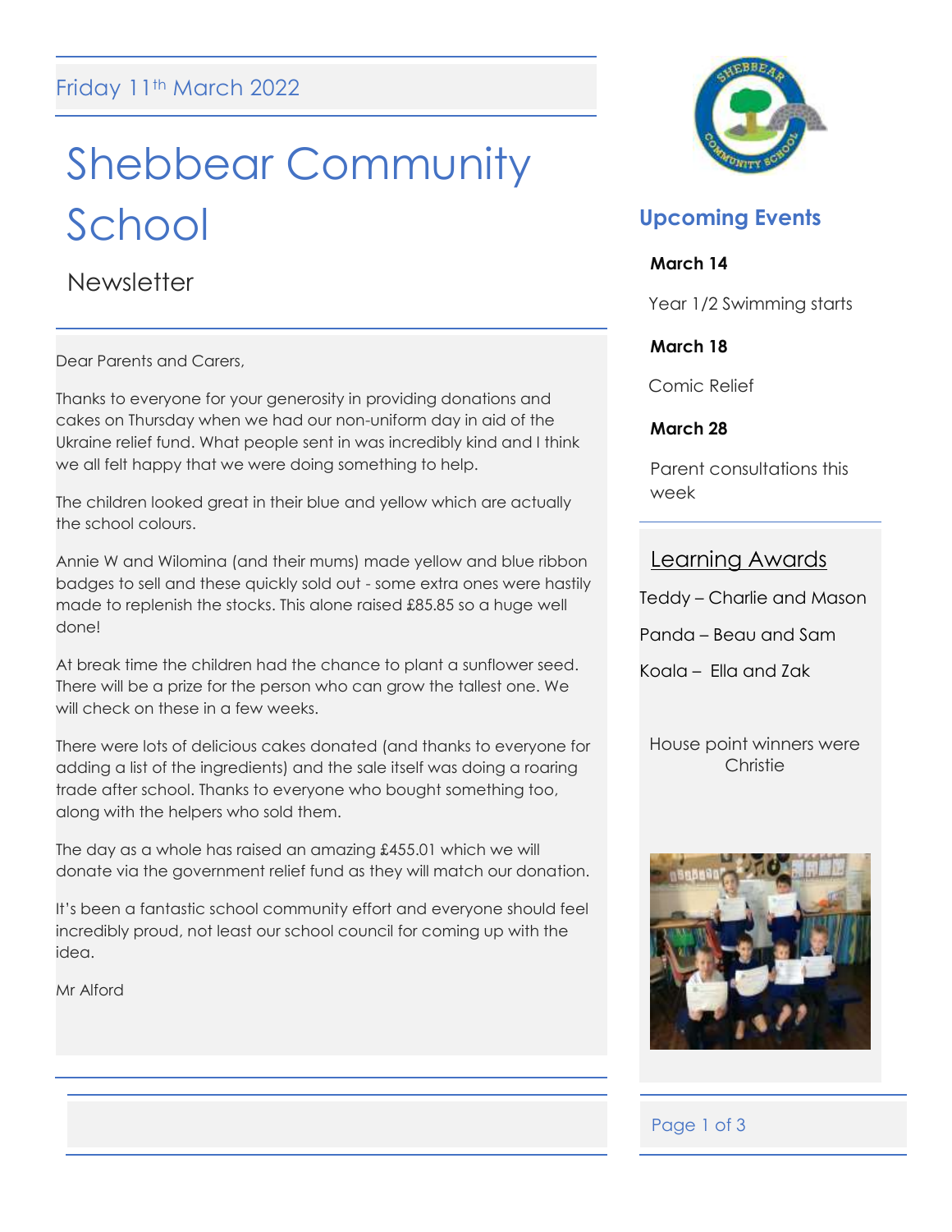Friday 11th March 2022

# Shebbear Community School

## Newsletter

Dear Parents and Carers,

Thanks to everyone for your generosity in providing donations and cakes on Thursday when we had our non-uniform day in aid of the Ukraine relief fund. What people sent in was incredibly kind and I think we all felt happy that we were doing something to help.

The children looked great in their blue and yellow which are actually the school colours.

Annie W and Wilomina (and their mums) made yellow and blue ribbon badges to sell and these quickly sold out - some extra ones were hastily made to replenish the stocks. This alone raised £85.85 so a huge well done!

At break time the children had the chance to plant a sunflower seed. There will be a prize for the person who can grow the tallest one. We will check on these in a few weeks.

There were lots of delicious cakes donated (and thanks to everyone for adding a list of the ingredients) and the sale itself was doing a roaring trade after school. Thanks to everyone who bought something too, along with the helpers who sold them.

The day as a whole has raised an amazing £455.01 which we will donate via the government relief fund as they will match our donation.

It's been a fantastic school community effort and everyone should feel incredibly proud, not least our school council for coming up with the idea.

Mr Alford

## Upcoming Events

**March 14**

Year 1/2 Swimming starts

**March 18**

Comic Relief

**March 28**

Parent consultations this week

## Learning Awards

Teddy – Charlie and Mason

Panda – Beau and Sam

Koala – Ella and Zak

House point winners were Christie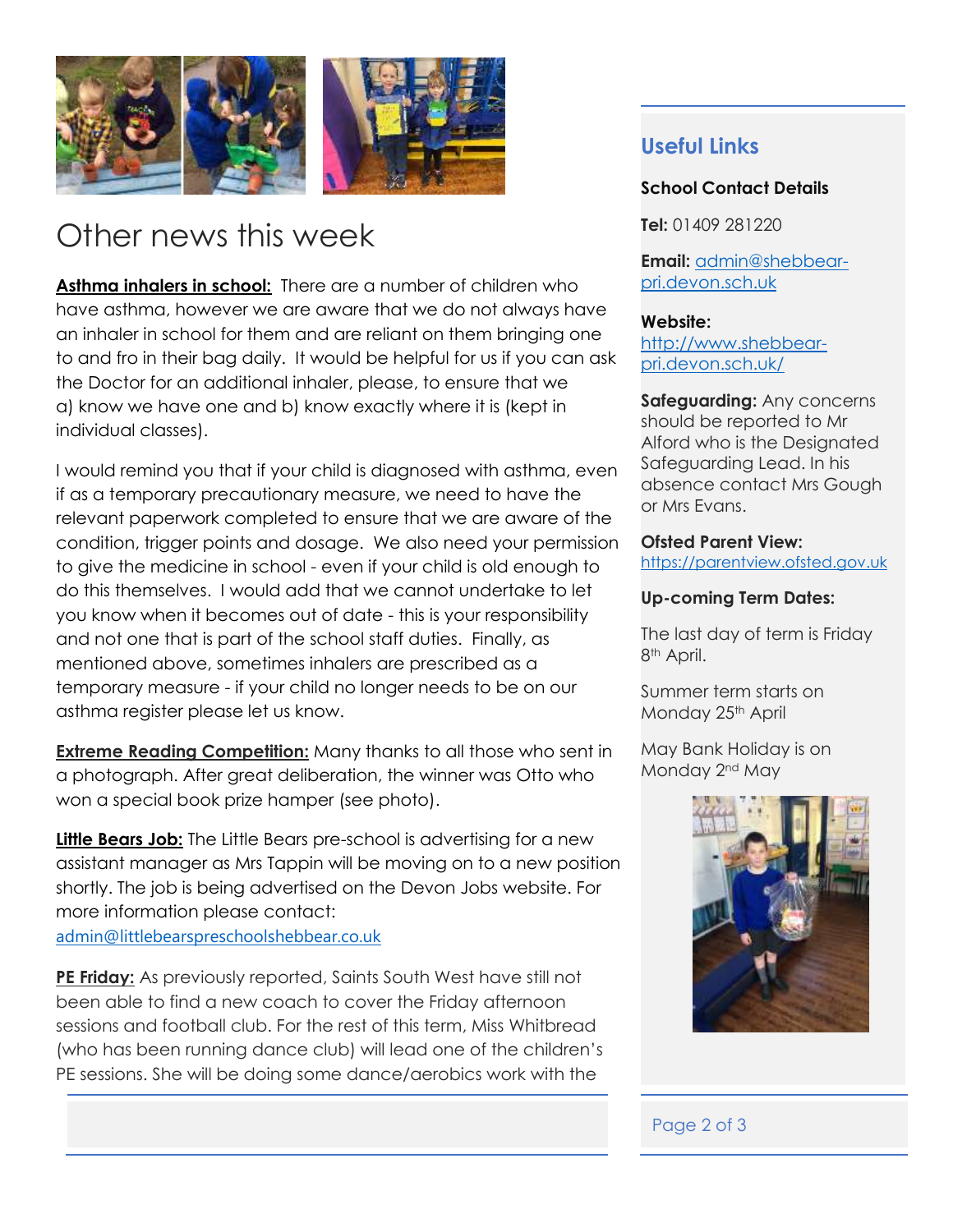# Other news this week

**Asthma inhalers in school:** There are a number of children who have asthma, however we are aware that we do not always have an inhaler in school for them and are reliant on them bringing one to and fro in their bag daily. It would be helpful for us if you can ask the Doctor for an additional inhaler, please, to ensure that we a) know we have one and b) know exactly where it is (kept in individual classes).

I would remind you that if your child is diagnosed with asthma, even if as a temporary precautionary measure, we need to have the relevant paperwork completed to ensure that we are aware of the condition, trigger points and dosage. We also need your permission to give the medicine in school - even if your child is old enough to do this themselves. I would add that we cannot undertake to let you know when it becomes out of date - this is your responsibility and not one that is part of the school staff duties. Finally, as mentioned above, sometimes inhalers are prescribed as a temporary measure - if your child no longer needs to be on our asthma register please let us know.

**Extreme Reading Competition:** Many thanks to all those who sent in a photograph. After great deliberation, the winner was Otto who won a special book prize hamper (see photo).

**Little Bears Job:** The Little Bears pre-school is advertising for a new assistant manager as Mrs Tappin will be moving on to a new position shortly. The job is being advertised on the Devon Jobs website. For more information please contact: admin@littlebearspreschoolshebbear.co.uk

**PE Friday:** As previously reported, Saints South West have still not been able to find a new coach to cover the Friday afternoon sessions and football club. For the rest of this term, Miss Whitbread (who has been running dance club) will lead one of the children's PE sessions. She will be doing some dance/aerobics work with the

## Useful Links

**School Contact Details**

**Tel:** 01409 281220

**Email:** admin@shebbear-pri.devon.sch.uk

**Website:** http://www.shebbear-pri.devon.sch.uk/

**Safeguarding:** Any concerns should be reported to Mr Alford who is the Designated Safeguarding Lead. In his absence contact Mrs Gough or Mrs Evans.

**Ofsted Parent View:** https://parentview.ofsted.gov.uk

**Up-coming Term Dates:**

The last day of term is Friday 8th April.

Summer term starts on Monday 25th April

May Bank Holiday is on Monday 2nd May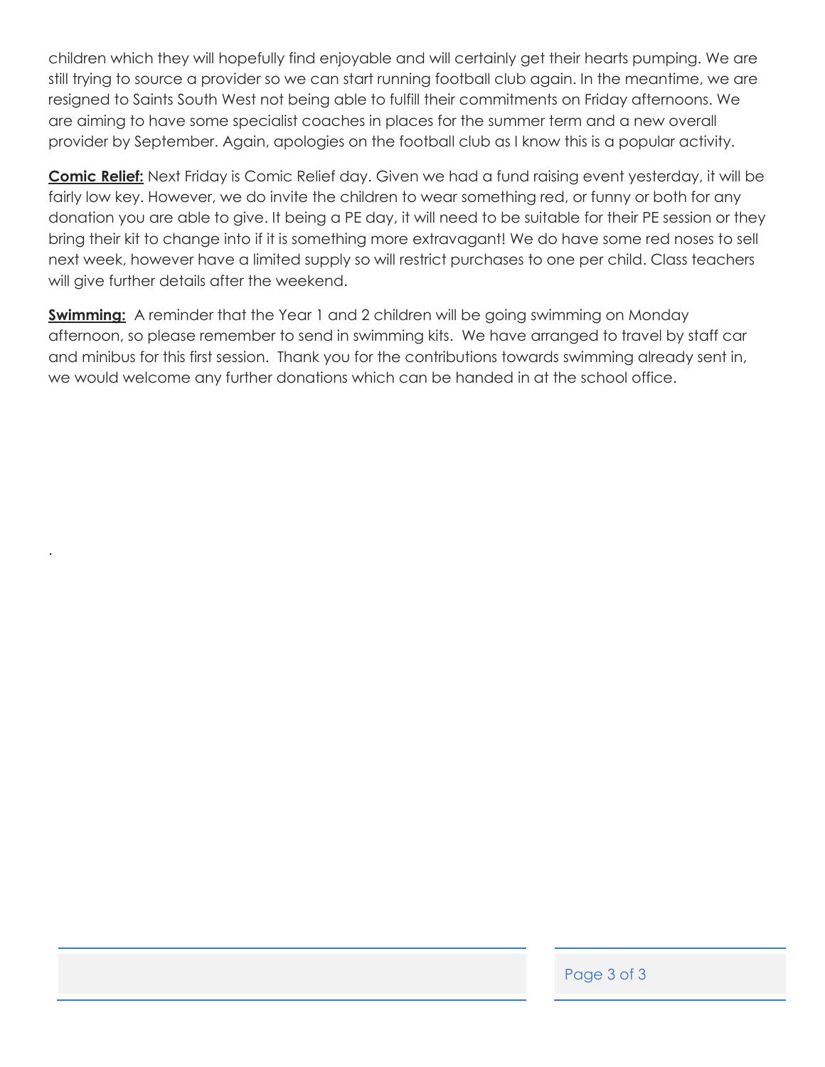children which they will hopefully find enjoyable and will certainly get their hearts pumping. We are still trying to source a provider so we can start running football club again. In the meantime, we are resigned to Saints South West not being able to fulfill their commitments on Friday afternoons. We are aiming to have some specialist coaches in places for the summer term and a new overall provider by September. Again, apologies on the football club as I know this is a popular activity.

**Comic Relief:** Next Friday is Comic Relief day. Given we had a fund raising event yesterday, it will be fairly low key. However, we do invite the children to wear something red, or funny or both for any donation you are able to give. It being a PE day, it will need to be suitable for their PE session or they bring their kit to change into if it is something more extravagant! We do have some red noses to sell next week, however have a limited supply so will restrict purchases to one per child. Class teachers will give further details after the weekend.

**Swimming:** A reminder that the Year 1 and 2 children will be going swimming on Monday afternoon, so please remember to send in swimming kits. We have arranged to travel by staff car and minibus for this first session. Thank you for the contributions towards swimming already sent in, we would welcome any further donations which can be handed in at the school office.